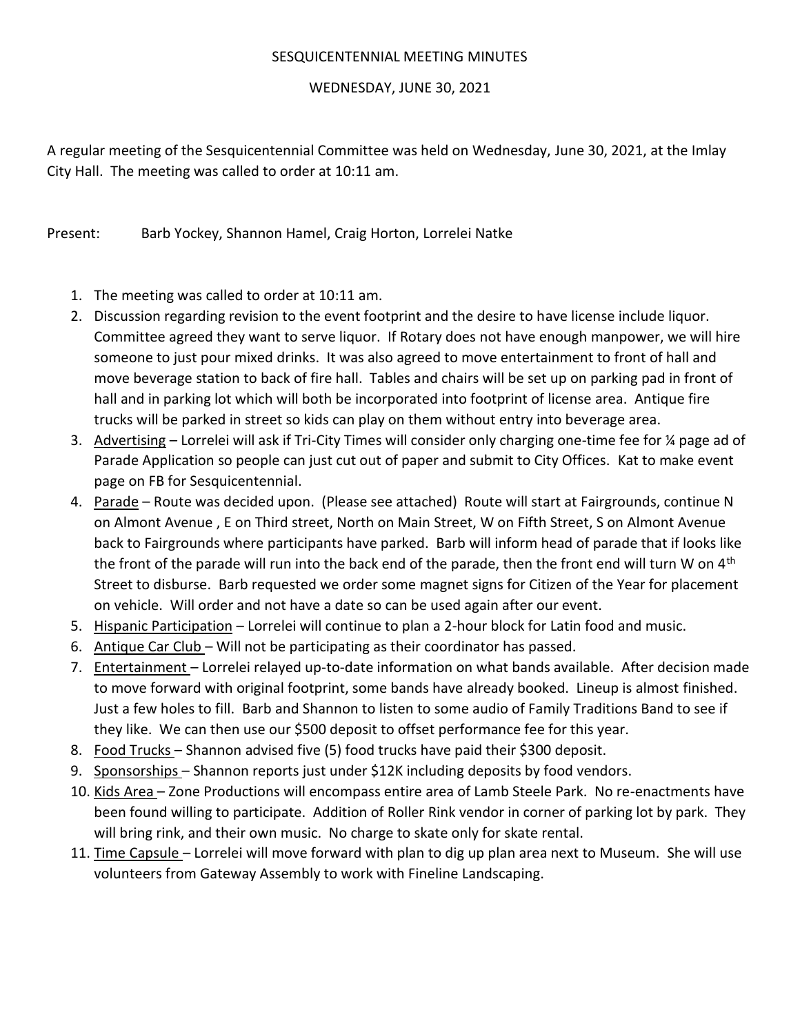# SESQUICENTENNIAL MEETING MINUTES

## WEDNESDAY, JUNE 30, 2021

A regular meeting of the Sesquicentennial Committee was held on Wednesday, June 30, 2021, at the Imlay City Hall. The meeting was called to order at 10:11 am.

Present: Barb Yockey, Shannon Hamel, Craig Horton, Lorrelei Natke

1. The meeting was called to order at 10:11 am.
2. Discussion regarding revision to the event footprint and the desire to have license include liquor. Committee agreed they want to serve liquor. If Rotary does not have enough manpower, we will hire someone to just pour mixed drinks. It was also agreed to move entertainment to front of hall and move beverage station to back of fire hall. Tables and chairs will be set up on parking pad in front of hall and in parking lot which will both be incorporated into footprint of license area. Antique fire trucks will be parked in street so kids can play on them without entry into beverage area.
3. <u>Advertising</u> – Lorrelei will ask if Tri-City Times will consider only charging one-time fee for ¼ page ad of Parade Application so people can just cut out of paper and submit to City Offices. Kat to make event page on FB for Sesquicentennial.
4. <u>Parade</u> – Route was decided upon. (Please see attached) Route will start at Fairgrounds, continue N on Almont Avenue , E on Third street, North on Main Street, W on Fifth Street, S on Almont Avenue back to Fairgrounds where participants have parked. Barb will inform head of parade that if looks like the front of the parade will run into the back end of the parade, then the front end will turn W on 4th Street to disburse. Barb requested we order some magnet signs for Citizen of the Year for placement on vehicle. Will order and not have a date so can be used again after our event.
5. <u>Hispanic Participation</u> – Lorrelei will continue to plan a 2-hour block for Latin food and music.
6. <u>Antique Car Club</u> – Will not be participating as their coordinator has passed.
7. <u>Entertainment</u> – Lorrelei relayed up-to-date information on what bands available. After decision made to move forward with original footprint, some bands have already booked. Lineup is almost finished. Just a few holes to fill. Barb and Shannon to listen to some audio of Family Traditions Band to see if they like. We can then use our $500 deposit to offset performance fee for this year.
8. <u>Food Trucks</u> – Shannon advised five (5) food trucks have paid their $300 deposit.
9. <u>Sponsorships</u> – Shannon reports just under $12K including deposits by food vendors.
10. <u>Kids Area</u> – Zone Productions will encompass entire area of Lamb Steele Park. No re-enactments have been found willing to participate. Addition of Roller Rink vendor in corner of parking lot by park. They will bring rink, and their own music. No charge to skate only for skate rental.
11. <u>Time Capsule</u> – Lorrelei will move forward with plan to dig up plan area next to Museum. She will use volunteers from Gateway Assembly to work with Fineline Landscaping.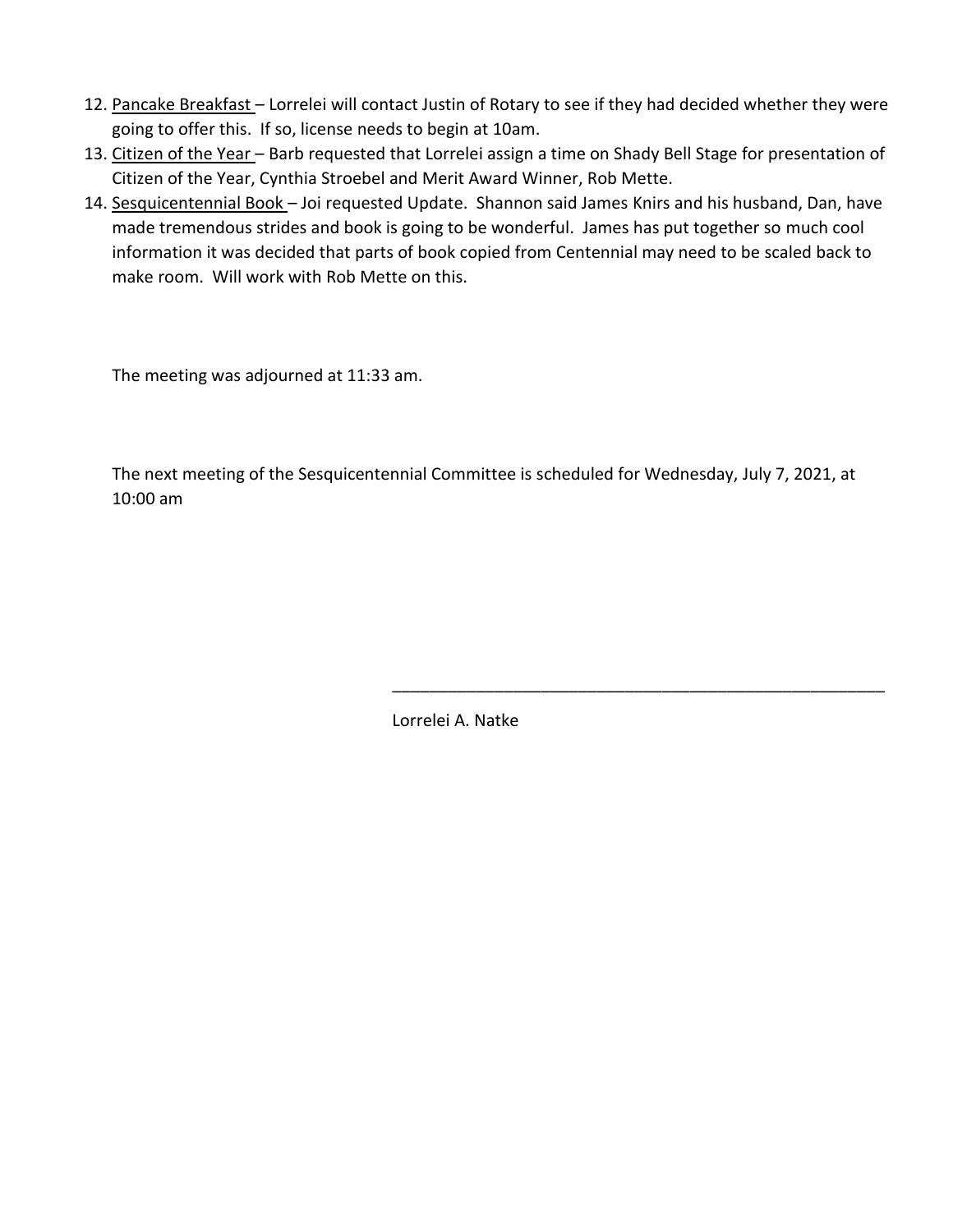12. <u>Pancake Breakfast</u> – Lorrelei will contact Justin of Rotary to see if they had decided whether they were going to offer this. If so, license needs to begin at 10am.
13. <u>Citizen of the Year</u> – Barb requested that Lorrelei assign a time on Shady Bell Stage for presentation of Citizen of the Year, Cynthia Stroebel and Merit Award Winner, Rob Mette.
14. <u>Sesquicentennial Book</u> – Joi requested Update. Shannon said James Knirs and his husband, Dan, have made tremendous strides and book is going to be wonderful. James has put together so much cool information it was decided that parts of book copied from Centennial may need to be scaled back to make room. Will work with Rob Mette on this.

The meeting was adjourned at 11:33 am.

The next meeting of the Sesquicentennial Committee is scheduled for Wednesday, July 7, 2021, at 10:00 am

\_\_\_\_\_\_\_\_\_\_\_\_\_\_\_\_\_\_\_\_\_\_\_\_\_\_\_\_\_\_\_\_\_\_\_\_\_\_\_\_\_\_\_\_\_\_\_\_

Lorrelei A. Natke